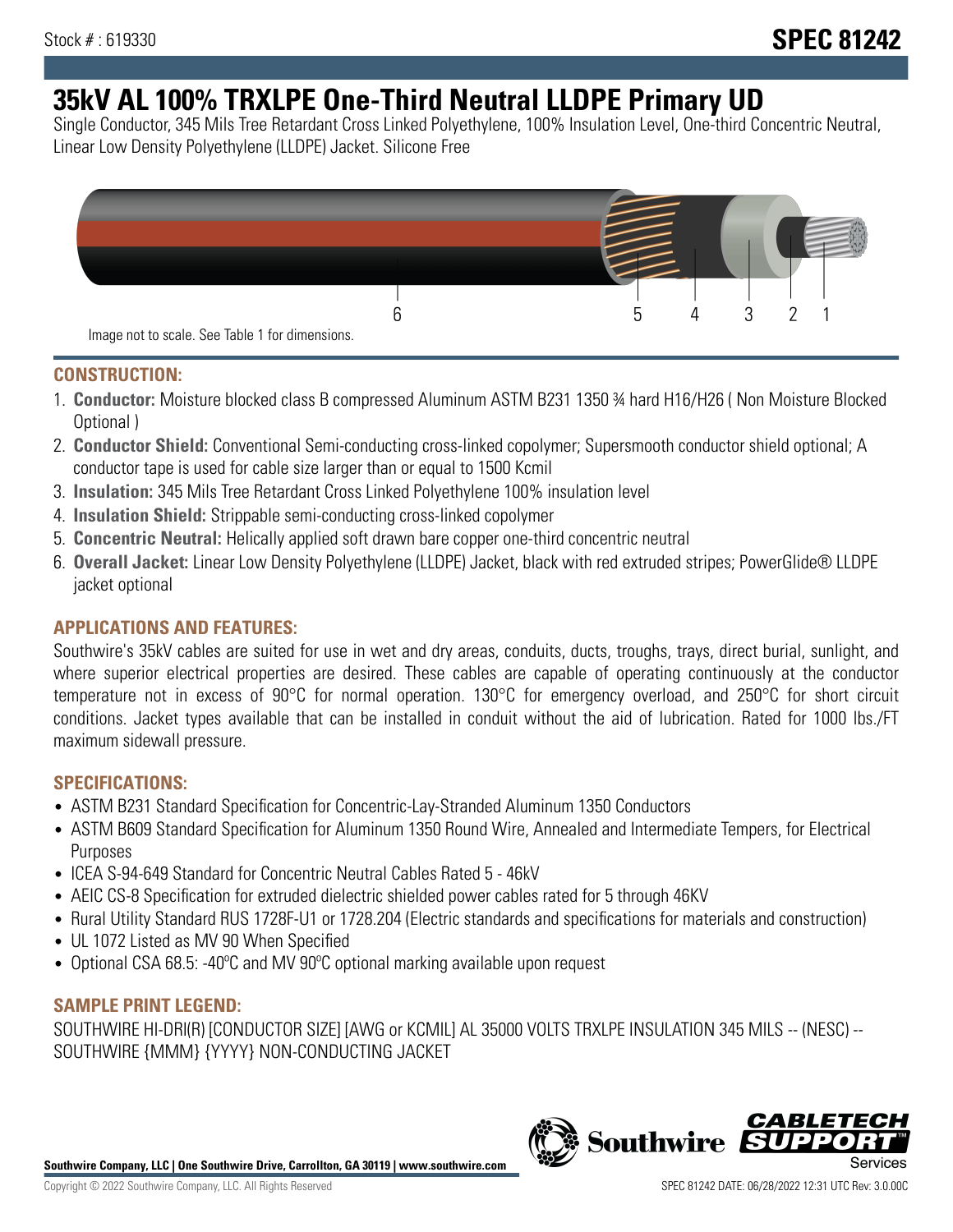Stock # : 619330

**SPEC 81242**

# 35kV AL 100% TRXLPE One-Third Neutral LLDPE Primary UD

Single Conductor, 345 Mils Tree Retardant Cross Linked Polyethylene, 100% Insulation Level, One-third Concentric Neutral, Linear Low Density Polyethylene (LLDPE) Jacket. Silicone Free

6 5 4 3 2 1

Image not to scale. See Table 1 for dimensions.

## CONSTRUCTION:

1. **Conductor:** Moisture blocked class B compressed Aluminum ASTM B231 1350 ¾ hard H16/H26 ( Non Moisture Blocked Optional )
2. **Conductor Shield:** Conventional Semi-conducting cross-linked copolymer; Supersmooth conductor shield optional; A conductor tape is used for cable size larger than or equal to 1500 Kcmil
3. **Insulation:** 345 Mils Tree Retardant Cross Linked Polyethylene 100% insulation level
4. **Insulation Shield:** Strippable semi-conducting cross-linked copolymer
5. **Concentric Neutral:** Helically applied soft drawn bare copper one-third concentric neutral
6. **Overall Jacket:** Linear Low Density Polyethylene (LLDPE) Jacket, black with red extruded stripes; PowerGlide® LLDPE jacket optional

## APPLICATIONS AND FEATURES:

Southwire's 35kV cables are suited for use in wet and dry areas, conduits, ducts, troughs, trays, direct burial, sunlight, and where superior electrical properties are desired. These cables are capable of operating continuously at the conductor temperature not in excess of 90°C for normal operation. 130°C for emergency overload, and 250°C for short circuit conditions. Jacket types available that can be installed in conduit without the aid of lubrication. Rated for 1000 lbs./FT maximum sidewall pressure.

## SPECIFICATIONS:

- ASTM B231 Standard Specification for Concentric-Lay-Stranded Aluminum 1350 Conductors
- ASTM B609 Standard Specification for Aluminum 1350 Round Wire, Annealed and Intermediate Tempers, for Electrical Purposes
- ICEA S-94-649 Standard for Concentric Neutral Cables Rated 5 - 46kV
- AEIC CS-8 Specification for extruded dielectric shielded power cables rated for 5 through 46KV
- Rural Utility Standard RUS 1728F-U1 or 1728.204 (Electric standards and specifications for materials and construction)
- UL 1072 Listed as MV 90 When Specified
- Optional CSA 68.5: -40ºC and MV 90ºC optional marking available upon request

## SAMPLE PRINT LEGEND:

SOUTHWIRE HI-DRI(R) [CONDUCTOR SIZE] [AWG or KCMIL] AL 35000 VOLTS TRXLPE INSULATION 345 MILS -- (NESC) -- SOUTHWIRE {MMM} {YYYY} NON-CONDUCTING JACKET

**Southwire Company, LLC | One Southwire Drive, Carrollton, GA 30119 | www.southwire.com**

Copyright © 2022 Southwire Company, LLC. All Rights Reserved

SPEC 81242 DATE: 06/28/2022 12:31 UTC Rev: 3.0.00C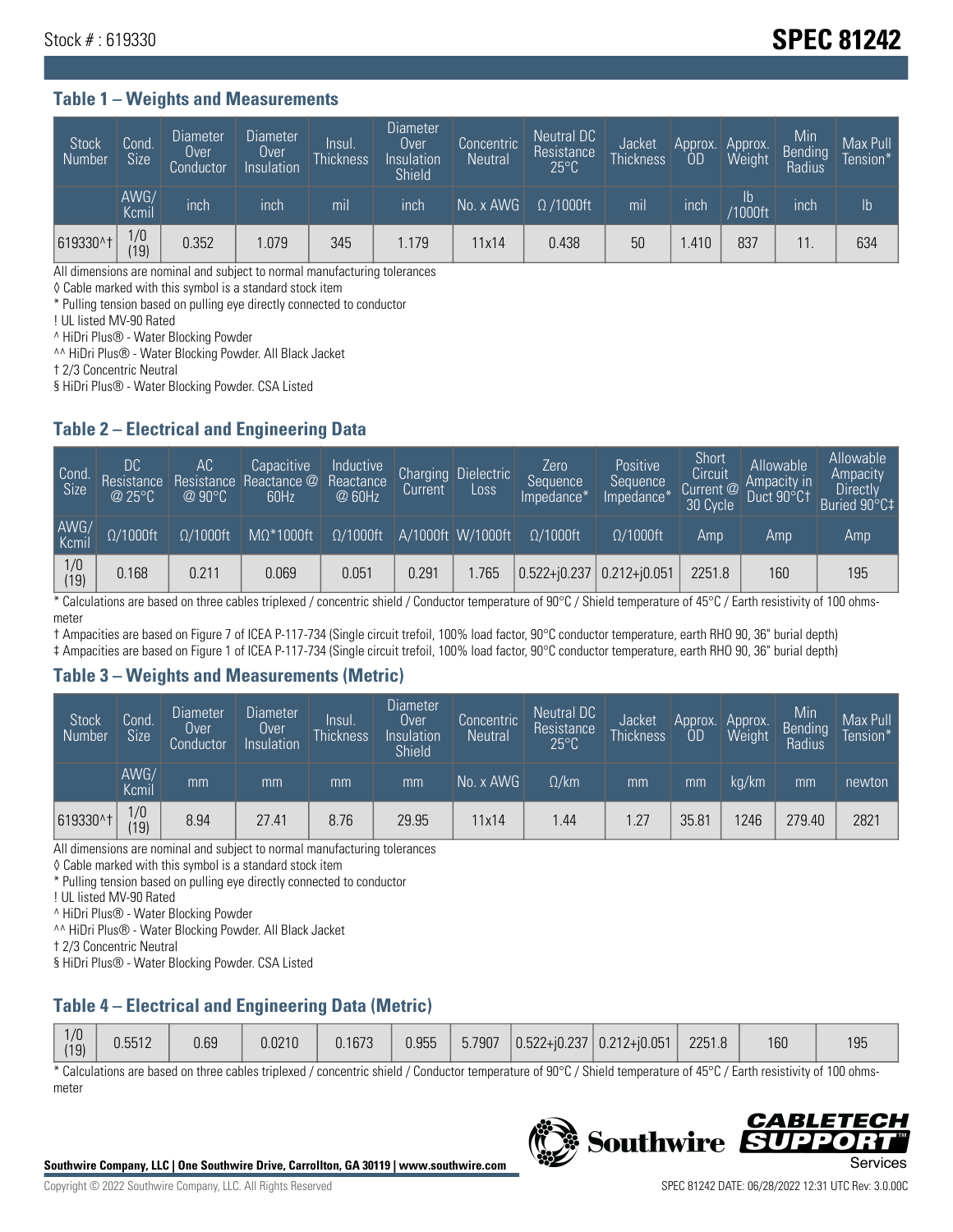Stock # : 619330

# SPEC 81242

## Table 1 – Weights and Measurements

| Stock Number | Cond. Size | Diameter Over Conductor | Diameter Over Insulation | Insul. Thickness | Diameter Over Insulation Shield | Concentric Neutral | Neutral DC Resistance 25°C | Jacket Thickness | Approx. OD | Approx. Weight | Min Bending Radius | Max Pull Tension* |
|---|---|---|---|---|---|---|---|---|---|---|---|---|
| | AWG/ Kcmil | inch | inch | mil | inch | No. x AWG | Ω /1000ft | mil | inch | lb /1000ft | inch | lb |
| 619330^† | 1/0 (19) | 0.352 | 1.079 | 345 | 1.179 | 11x14 | 0.438 | 50 | 1.410 | 837 | 11. | 634 |

All dimensions are nominal and subject to normal manufacturing tolerances
◊ Cable marked with this symbol is a standard stock item
* Pulling tension based on pulling eye directly connected to conductor
! UL listed MV-90 Rated
^ HiDri Plus® - Water Blocking Powder
^^ HiDri Plus® - Water Blocking Powder. All Black Jacket
† 2/3 Concentric Neutral
§ HiDri Plus® - Water Blocking Powder. CSA Listed

## Table 2 – Electrical and Engineering Data

| Cond. Size | DC Resistance @ 25°C | AC Resistance @ 90°C | Capacitive Reactance @ 60Hz | Inductive Reactance @ 60Hz | Charging Current | Dielectric Loss | Zero Sequence Impedance* | Positive Sequence Impedance* | Short Circuit Current @ 30 Cycle | Allowable Ampacity in Duct 90°C† | Allowable Ampacity Directly Buried 90°C‡ |
|---|---|---|---|---|---|---|---|---|---|---|---|
| AWG/ Kcmil | Ω/1000ft | Ω/1000ft | MΩ*1000ft | Ω/1000ft | A/1000ft | W/1000ft | Ω/1000ft | Ω/1000ft | Amp | Amp | Amp |
| 1/0 (19) | 0.168 | 0.211 | 0.069 | 0.051 | 0.291 | 1.765 | 0.522+j0.237 | 0.212+j0.051 | 2251.8 | 160 | 195 |

* Calculations are based on three cables triplexed / concentric shield / Conductor temperature of 90°C / Shield temperature of 45°C / Earth resistivity of 100 ohms-meter
† Ampacities are based on Figure 7 of ICEA P-117-734 (Single circuit trefoil, 100% load factor, 90°C conductor temperature, earth RHO 90, 36" burial depth)
‡ Ampacities are based on Figure 1 of ICEA P-117-734 (Single circuit trefoil, 100% load factor, 90°C conductor temperature, earth RHO 90, 36" burial depth)

## Table 3 – Weights and Measurements (Metric)

| Stock Number | Cond. Size | Diameter Over Conductor | Diameter Over Insulation | Insul. Thickness | Diameter Over Insulation Shield | Concentric Neutral | Neutral DC Resistance 25°C | Jacket Thickness | Approx. OD | Approx. Weight | Min Bending Radius | Max Pull Tension* |
|---|---|---|---|---|---|---|---|---|---|---|---|---|
| | AWG/ Kcmil | mm | mm | mm | mm | No. x AWG | Ω/km | mm | mm | kg/km | mm | newton |
| 619330^† | 1/0 (19) | 8.94 | 27.41 | 8.76 | 29.95 | 11x14 | 1.44 | 1.27 | 35.81 | 1246 | 279.40 | 2821 |

All dimensions are nominal and subject to normal manufacturing tolerances
◊ Cable marked with this symbol is a standard stock item
* Pulling tension based on pulling eye directly connected to conductor
! UL listed MV-90 Rated
^ HiDri Plus® - Water Blocking Powder
^^ HiDri Plus® - Water Blocking Powder. All Black Jacket
† 2/3 Concentric Neutral
§ HiDri Plus® - Water Blocking Powder. CSA Listed

## Table 4 – Electrical and Engineering Data (Metric)

| | | | | | | | | | | | |
|---|---|---|---|---|---|---|---|---|---|---|---|
| 1/0 (19) | 0.5512 | 0.69 | 0.0210 | 0.1673 | 0.955 | 5.7907 | 0.522+j0.237 | 0.212+j0.051 | 2251.8 | 160 | 195 |

* Calculations are based on three cables triplexed / concentric shield / Conductor temperature of 90°C / Shield temperature of 45°C / Earth resistivity of 100 ohms-meter

**Southwire Company, LLC | One Southwire Drive, Carrollton, GA 30119 | www.southwire.com**

Copyright © 2022 Southwire Company, LLC. All Rights Reserved

SPEC 81242 DATE: 06/28/2022 12:31 UTC Rev: 3.0.00C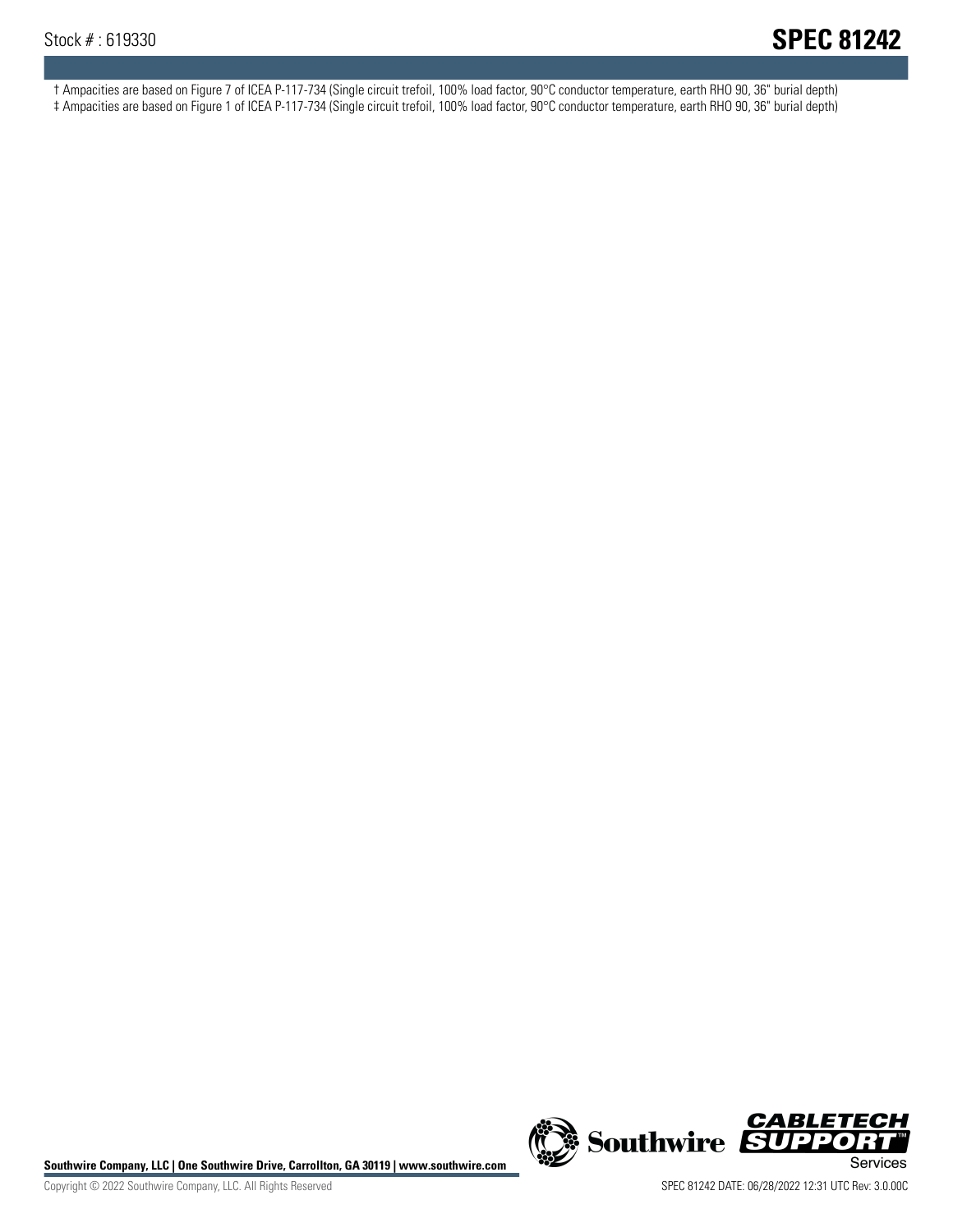† Ampacities are based on Figure 7 of ICEA P-117-734 (Single circuit trefoil, 100% load factor, 90°C conductor temperature, earth RHO 90, 36" burial depth)

‡ Ampacities are based on Figure 1 of ICEA P-117-734 (Single circuit trefoil, 100% load factor, 90°C conductor temperature, earth RHO 90, 36" burial depth)